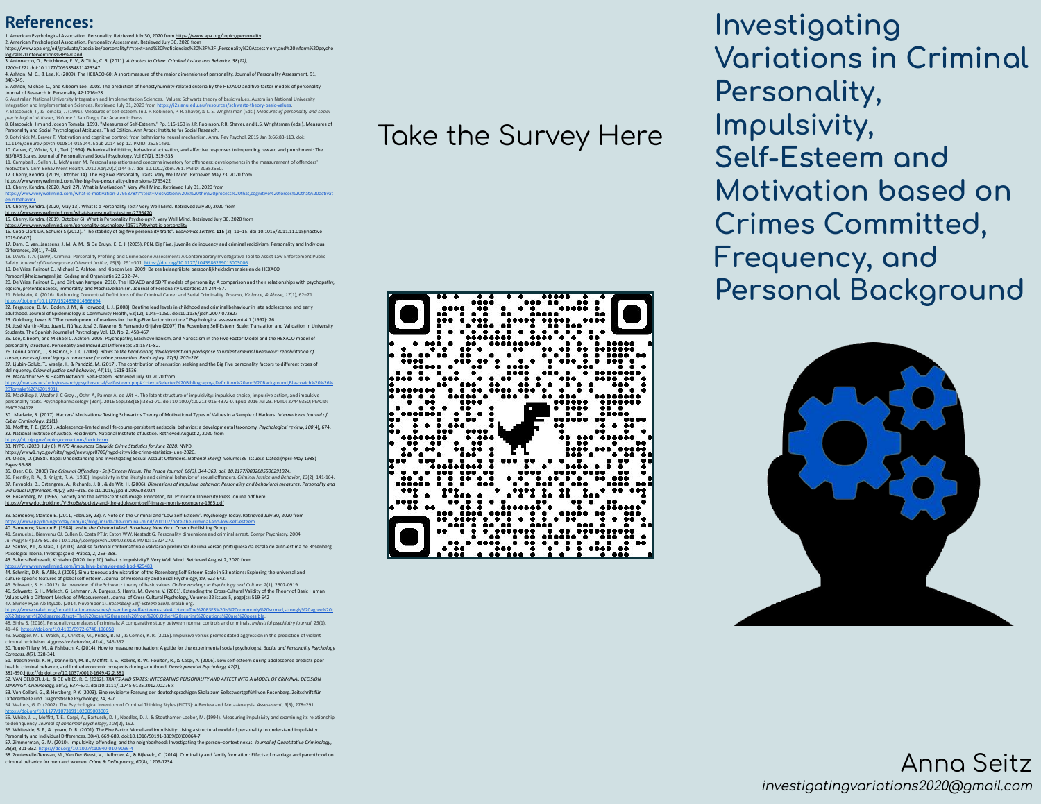# Investigating Variations in Criminal Personality, Impulsivity, Self-Esteem and Motivation based on Crimes Committed, Frequency, and Personal Background

Take the Survey Here

Anna Seitz

*investigatingvariations2020@gmail.com*

## References:

1. American Psychological Association. Personality. Retrieved July 30, 2020 from https://www.apa.org/topics/personality.
2. American Psychological Association. Personality Assessment. Retrieved July 30, 2020 from https://www.apa.org/graduate/specialize/personality#:~:text=and%20Proficiencies%20%2F%2F-,Personality%20Assessment,and%20inform%20psychological%20interventions%3B%20and.
3. Antonaccio, O., Botchkovar, E. V., & Tittle, C. R. (2011). *Attracted to Crime. Criminal Justice and Behavior, 38(12), 1200–1221.* doi:10.1177/0093854811423347
4. Ashton, M. C., & Lee, K. (2009). The HEXACO-60: A short measure of the major dimensions of personality. Journal of Personality Assessment, 91, 340-345.
5. Ashton, Michael C., and Kibeom Lee. 2008. The prediction of honestyhumility-related criteria by the HEXACO and five-factor models of personality. Journal of Research in Personality 42:1216–28.
6. Australian National University Integration and Implementation Sciences.. Values: Schwartz theory of basic values. Australian National University Integration and Implementation Sciences. Retrieved July 31, 2020 from https://i2s.anu.edu.au/resources/schwartz-theory-basic-values.
7. Blascovich, J., & Tomaka, J. (1991). Measures of self-esteem. In J. P. Robinson, P. R. Shaver, & L. S. Wrightsman (Eds.) *Measures of personality and social psychological attitudes, Volume I.* San Diego, CA: Academic Press
8. Blascovich, Jim and Joseph Tomaka. 1993. "Measures of Self-Esteem." Pp. 115-160 in J.P. Robinson, P.R. Shaver, and L.S. Wrightsman (eds.), Measures of Personality and Social Psychological Attitudes. Third Edition. Ann Arbor: Institute for Social Research.
9. Botvinick M, Braver T. Motivation and cognitive control: from behavior to neural mechanism. Annu Rev Psychol. 2015 Jan 3;66:83-113. doi: 10.1146/annurev-psych-010814-015044. Epub 2014 Sep 12. PMID: 25251491.
10. Carver, C, White, S, L., Teri. (1994). Behavioral inhibition, behavioral activation, and affective responses to impending reward and punishment: The BIS/BAS Scales. Journal of Personality and Social Psychology, Vol 67(2), 319-333
11. Campbell J, Sellen JL, McMurran M. Personal aspirations and concerns inventory for offenders: developments in the measurement of offenders' motivation. Crim Behav Ment Health. 2010 Apr;20(2):144-57. doi: 10.1002/cbm.761. PMID: 20352650.
12. Cherry, Kendra. (2019, October 14). The Big Five Personality Traits. Very Well Mind. Retrieved May 23, 2020 from https://www.verywellmind.com/the-big-five-personality-dimensions-2795422
13. Cherry, Kendra. (2020, April 27). What is Motivation?. Very Well Mind. Retrieved July 31, 2020 from https://www.verywellmind.com/what-is-motivation-2795378#:~:text=Motivation%20is%20the%20process%20that,cognitive%20forces%20that%20activate%20behavior.
14. Cherry, Kendra. (2020, May 13). What Is a Personality Test? Very Well Mind. Retrieved July 30, 2020 from https://www.verywellmind.com/what-is-personality-testing-2795420
15. Cherry, Kendra. (2019, October 6). What is Personality Psychology?. Very Well Mind. Retrieved July 30, 2020 from https://www.verywellmind.com/personality-psychology-4157179#what-is-personality
16. Cobb-Clark DA, Schurer S (2012). "The stability of big-five personality traits". *Economics Letters.* **115** (2): 11–15. doi:10.1016/2011.11.015(inactive 2019-06-07).
17. Dam, C. van, Janssens, J. M. A. M., & De Bruyn, E. E. J. (2005). PEN, Big Five, juvenile delinquency and criminal recidivism. Personality and Individual Differences, 39(1), 7–19.
18. DAVIS, J. A. (1999). Criminal Personality Profiling and Crime Scene Assessment: A Contemporary Investigative Tool to Assist Law Enforcement Public Safety. *Journal of Contemporary Criminal Justice, 15*(3), 291–301. https://doi.org/10.1177/1043986299015003006
19. De Vries, Reinout E., Michael C. Ashton, and Kibeom Lee. 2009. De zes belangrijkste persoonlijkheidsdimensies en de HEXACO Persoonlijkheidsvragenlijst. Gedrag and Organisatie 22:232–74.
20. De Vries, Reinout E., and Dirk van Kampen. 2010. The HEXACO and 5DPT models of personality: A comparison and their relationships with psychopathy, egoism, pretentiousness, immorality, and Machiavellianism. Journal of Personality Disorders 24:244–57.
21. Edelstein, A. (2016). Rethinking Conceptual Definitions of the Criminal Career and Serial Criminality. *Trauma, Violence, & Abuse, 17*(1), 62–71. https://doi.org/10.1177/1524838014566694
22. Fergusson, D. M., Boden, J. M., & Horwood, L. J. (2008). Dentine lead levels in childhood and criminal behaviour in late adolescence and early adulthood. Journal of Epidemiology & Community Health, 62(12), 1045–1050. doi:10.1136/jech.2007.072827
23. Goldberg, Lewis R. "The development of markers for the Big-Five factor structure." Psychological assessment 4.1 (1992): 26.
24. José Martín-Albo, Juan L. Núñez, José G. Navarro, & Fernando Grijalvo (2007) The Rosenberg Self-Esteem Scale: Translation and Validation in University Students. The Spanish Journal of Psychology Vol. 10, No. 2, 458-467
25. Lee, Kibeom, and Michael C. Ashton. 2005. Psychopathy, Machiavellianism, and Narcissism in the Five-Factor Model and the HEXACO model of personality structure. Personality and Individual Differences 38:1571–82.
26. León-Carrión, J., & Ramos, F. J. C. (2003). *Blows to the head during development can predispose to violent criminal behaviour: rehabilitation of consequences of head injury is a measure for crime prevention. Brain Injury, 17(3), 207–216.*
27. Ljubin-Golub, T., Vrselja, I., & Pandžić, M. (2017). The contribution of sensation seeking and the Big Five personality factors to different types of delinquency. *Criminal justice and behavior*, *44*(11), 1518-1536.
28. MacArthur SES & Health Network. Self-Esteem. Retrieved July 30, 2020 from https://macses.ucsf.edu/research/psychosocial/selfesteem.php#:~:text=Selected%20Bibliography-,Definition%20and%20Background,Blascovich%20%26%20Tomaka%2C%201991).
29. MacKillop J, Weafer J, C Gray J, Oshri A, Palmer A, de Wit H. The latent structure of impulsivity: impulsive choice, impulsive action, and impulsive personality traits. Psychopharmacology (Berl). 2016 Sep;233(18):3361-70. doi: 10.1007/s00213-016-4372-0. Epub 2016 Jul 23. PMID: 27449350; PMCID: PMC5204128.
30. Madarie, R. (2017). Hackers' Motivations: Testing Schwartz's Theory of Motivational Types of Values in a Sample of Hackers. *International Journal of Cyber Criminology, 11*(1).
31. Moffitt, T. E. (1993). Adolescence-limited and life-course-persistent antisocial behavior: a developmental taxonomy. *Psychological review*, *100*(4), 674.
32. National Institute of Justice. Recidivism. National Institute of Justice. Retrieved August 2, 2020 from https://nij.ojp.gov/topics/corrections/recidivism.
33. NYPD. (2020, July 6). *NYPD Announces Citywide Crime Statistics for June 2020*. NYPD. https://www1.nyc.gov/site/nypd/news/pr0706/nypd-citywide-crime-statistics-june-2020.
34. Olson, D. (1988). Rape: Understanding and Investigating Sexual Assault Offenders. *National Sheriff* Volume:39 Issue:2 Dated:(April-May 1988) Pages:36-38
35. Oser, C.B. (2006) *The Criminal Offending - Self-Esteem Nexus. The Prison Journal, 86(3), 344-363. doi: 10.1177/0032885506291024.*
36. Prentky, R. A., & Knight, R. A. (1986). Impulsivity in the lifestyle and criminal behavior of sexual offenders. *Criminal Justice and Behavior*, *13*(2), 141-164.
37. Reynolds, B., Ortengren, A., Richards, J. B., & de Wit, H. (2006). *Dimensions of impulsive behavior: Personality and behavioral measures. Personality and Individual Differences, 40(2), 305–315.* doi:10.1016/j.paid.2005.03.024
38. Rosenberg, M. (1965). Society and the adolescent self-image. Princeton, NJ: Princeton University Press. online pdf here: https://www.docdroid.net/Vt9ye8e/society-and-the-adolescent-self-image-morris-rosenberg-1965.pdf
39. Samenow, Stanton E. (2011, February 23). A Note on the Criminal and "Low Self-Esteem". Psychology Today. Retrieved July 30, 2020 from https://www.psychologytoday.com/us/blog/inside-the-criminal-mind/201102/note-the-criminal-and-low-self-esteem
40. Samenow, Stanton E. (1984). *Inside the Criminal Mind*. Broadway, New York. Crown Publishing Group.
41. Samuels J, Bienvenu OJ, Cullen B, Costa PT Jr, Eaton WW, Nestadt G. Personality dimensions and criminal arrest. Compr Psychiatry. 2004 Jul-Aug;45(4):275-80. doi: 10.1016/j.comppsych.2004.03.013. PMID: 15224270.
42. Santos, P.J., & Maia, J. (2003). Análise factorial confirmatória e validaçao preliminar de uma versao portuguesa da escala de auto-estima de Rosenberg. Psicologia: Teoria, Investigaçao e Prática, 2, 253-268.
43. Salters-Pedneault, Kristalyn.(2020, July 10). What is Impulsivity?. Very Well Mind. Retrieved August 2, 2020 from https://www.verywellmind.com/impulsive-behavior-and-bpd-425483
44. Schmitt, D.P., & Allik, J. (2005). Simultaneous administration of the Rosenberg Self-Esteem Scale in 53 nations: Exploring the universal and culture-specific features of global self esteem. Journal of Personality and Social Psychology, 89, 623-642.
45. Schwartz, S. H. (2012). An overview of the Schwartz theory of basic values. *Online readings in Psychology and Culture*, *2*(1), 2307-0919.
46. Schwartz, S. H., Melech, G., Lehmann, A., Burgess, S., Harris, M., Owens, V. (2001). Extending the Cross-Cultural Validity of the Theory of Basic Human Values with a Different Method of Measurement. Journal of Cross-Cultural Psychology, Volume: 32 issue: 5, page(s): 519-542
47. Shirley Ryan AbilityLab. (2014, November 1). *Rosenberg Self-Esteem Scale*. sralab.org. https://www.sralab.org/rehabilitation-measures/rosenberg-self-esteem-scale#:~:text=The%20RSES%20is%20commonly%20scored,strongly%20agree%20to%20strongly%20disagree.&text=The%20scale%20ranges%20from%200,Other%20scoring%20options%20are%20possible.
48. Sinha S. (2016). Personality correlates of criminals: A comparative study between normal controls and criminals. *Industrial psychiatry journal*, *25*(1), 41–46. https://doi.org/10.4103/0972-6748.196058
49. Swogger, M. T., Walsh, Z., Christie, M., Priddy, B. M., & Conner, K. R. (2015). Impulsive versus premeditated aggression in the prediction of violent criminal recidivism. *Aggressive behavior*, *41*(4), 346-352.
50. Touré-Tillery, M., & Fishbach, A. (2014). How to measure motivation: A guide for the experimental social psychologist. *Social and Personality Psychology Compass*, *8*(7), 328-341.
51. Trzesniewski, K. H., Donnellan, M. B., Moffitt, T. E., Robins, R. W., Poulton, R., & Caspi, A. (2006). Low self-esteem during adolescence predicts poor health, criminal behavior, and limited economic prospects during adulthood. *Developmental Psychology, 42*(2), 381-390.http://dx.doi.org/10.1037/0012-1649.42.2.381
52. VAN GELDER, J.-L., & DE VRIES, R. E. (2012). *TRAITS AND STATES: INTEGRATING PERSONALITY AND AFFECT INTO A MODEL OF CRIMINAL DECISION MAKING\*. Criminology, 50(3), 637–671.* doi:10.1111/j.1745-9125.2012.00276.x
53. Von Collani, G., & Herzberg, P. Y. (2003). Eine revidierte Fassung der deutschsprachigen Skala zum Selbstwertgefühl von Rosenberg. Zeitschrift für Differentielle und Diagnostische Psychologie, 24, 3-7.
54. Walters, G. D. (2002). The Psychological Inventory of Criminal Thinking Styles (PICTS): A Review and Meta-Analysis. *Assessment*, *9*(3), 278–291. https://doi.org/10.1177/1073191102009003007
55. White, J. L., Moffitt, T. E., Caspi, A., Bartusch, D. J., Needles, D. J., & Stouthamer-Loeber, M. (1994). Measuring impulsivity and examining its relationship to delinquency. *Journal of abnormal psychology*, *103*(2), 192.
56. Whiteside, S. P., & Lynam, D. R. (2001). The Five Factor Model and impulsivity: Using a structural model of personality to understand impulsivity. Personality and Individual Differences, 30(4), 669-689. doi:10.1016/S0191-8869(00)00064-7
57. Zimmerman, G. M. (2010). Impulsivity, offending, and the neighborhood: Investigating the person–context nexus. *Journal of Quantitative Criminology*, *26*(3), 301-332. https://doi.org/10.1007/s10940-010-9096-4
58. Zoutewelle-Terovan, M., Van Der Geest, V., Liefbroer, A., & Bijleveld, C. (2014). Criminality and family formation: Effects of marriage and parenthood on criminal behavior for men and women. *Crime & Delinquency*, *60*(8), 1209-1234.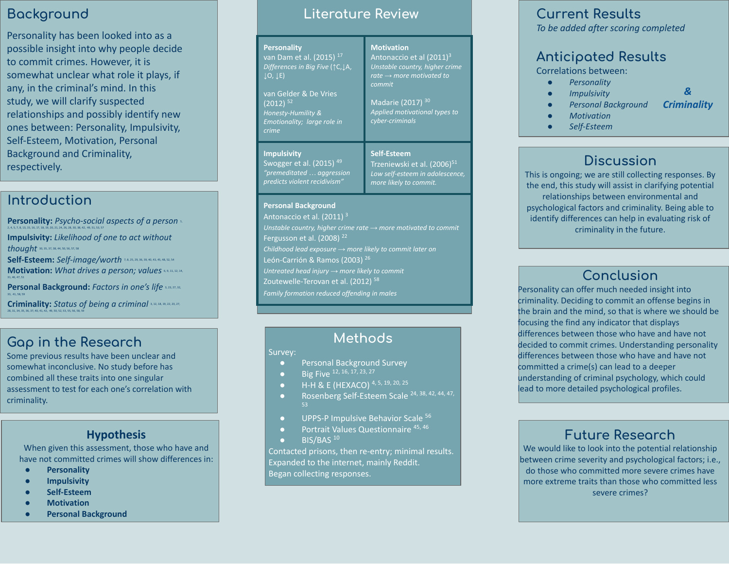# Background

Personality has been looked into as a possible insight into why people decide to commit crimes. However, it is somewhat unclear what role it plays, if any, in the criminal's mind. In this study, we will clarify suspected relationships and possibly identify new ones between: Personality, Impulsivity, Self-Esteem, Motivation, Personal Background and Criminality, respectively.

# Introduction

**Personality:** *Psycho-social aspects of a person* [1, 2, 4, 5, 7, 8, 13, 15, 16, 17, 18, 19, 20, 21, 24, 26, 28, 30, 38, 42, 49, 51, 53, 57]

**Impulsivity:** *Likelihood of one to act without thought* [30, 35, 37, 38, 44, 50, 56, 57, 58]

**Self-Esteem:** *Self-image/worth* [7, 8, 25, 29, 36, 39, 40, 43, 45, 48, 52, 54]

**Motivation:** *What drives a person; values* [6, 9, 11, 12, 14, 31, 46, 47, 51]

**Personal Background:** *Factors in one's life* [3, 23, 27, 32, 33, 41, 58, 59]

**Criminality:** *Status of being a criminal* [3, 12, 18, 19, 22, 23, 27, 28, 31, 34, 35, 36, 37, 40, 41, 42, 49, 50, 52, 53, 55, 56, 58, 59]

# Gap in the Research

Some previous results have been unclear and somewhat inconclusive. No study before has combined all these traits into one singular assessment to test for each one's correlation with criminality.

# Hypothesis

When given this assessment, those who have and have not committed crimes will show differences in:

- **Personality**
- **Impulsivity**
- **Self-Esteem**
- **Motivation**
- **Personal Background**

# Literature Review

**Personality**

van Dam et al. (2015) [17]
*Differences in Big Five (↑C,↓A, ↓O, ↓E)*

van Gelder & De Vries (2012) [52]
*Honesty-Humility & Emotionality; large role in crime*

**Motivation**

Antonaccio et al (2011)[3]
*Unstable country, higher crime rate → more motivated to commit*

Madarie (2017) [30]
*Applied motivational types to cyber-criminals*

**Impulsivity**

Swogger et al. (2015) [49]
*"premeditated … aggression predicts violent recidivism"*

**Self-Esteem**

Trzeniewski et al. (2006)[51]
*Low self-esteem in adolescence, more likely to commit.*

**Personal Background**

Antonaccio et al. (2011) [3]
*Unstable country, higher crime rate → more motivated to commit*

Fergusson et al. (2008) [22]
*Childhood lead exposure → more likely to commit later on*

León-Carrión & Ramos (2003) [26]
*Untreated head injury → more likely to commit*

Zoutewelle-Terovan et al. (2012) [58]
*Family formation reduced offending in males*

# Methods

Survey:

- Personal Background Survey
- Big Five [12, 16, 17, 23, 27]
- H-H & E (HEXACO) [4, 5, 19, 20, 25]
- Rosenberg Self-Esteem Scale [24, 38, 42, 44, 47, 53]
- UPPS-P Impulsive Behavior Scale [56]
- Portrait Values Questionnaire [45, 46]
- BIS/BAS [10]

Contacted prisons, then re-entry; minimal results.
Expanded to the internet, mainly Reddit.
Began collecting responses.

# Current Results

*To be added after scoring completed*

# Anticipated Results

Correlations between:

- *Personality*
- *Impulsivity*
- *Personal Background*
- *Motivation*
- *Self-Esteem*

***& Criminality***

# Discussion

This is ongoing; we are still collecting responses. By the end, this study will assist in clarifying potential relationships between environmental and psychological factors and criminality. Being able to identify differences can help in evaluating risk of criminality in the future.

# Conclusion

Personality can offer much needed insight into criminality. Deciding to commit an offense begins in the brain and the mind, so that is where we should be focusing the find any indicator that displays differences between those who have and have not decided to commit crimes. Understanding personality differences between those who have and have not committed a crime(s) can lead to a deeper understanding of criminal psychology, which could lead to more detailed psychological profiles.

# Future Research

We would like to look into the potential relationship between crime severity and psychological factors; i.e., do those who committed more severe crimes have more extreme traits than those who committed less severe crimes?